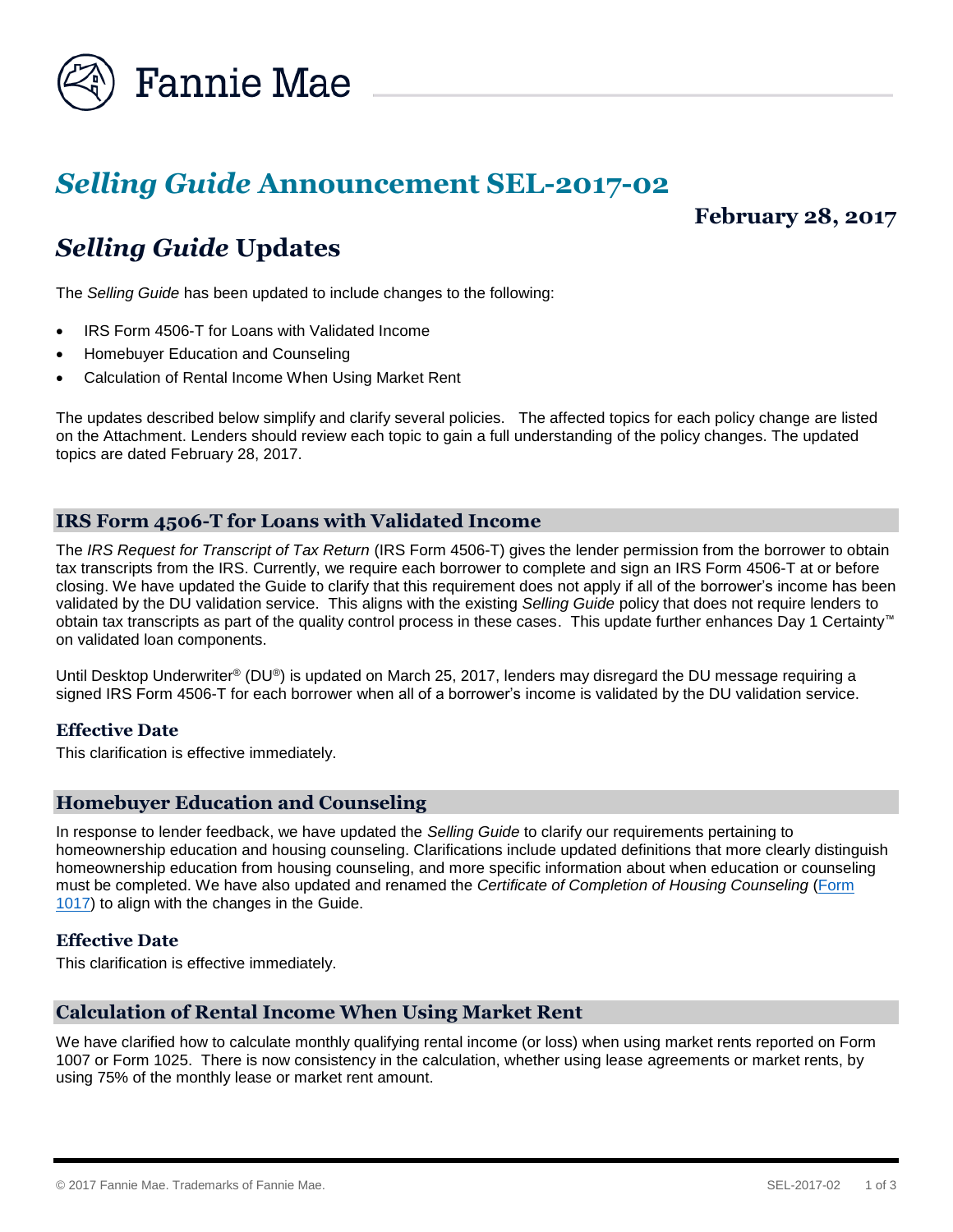Fannie Mae

# *Selling Guide* Announcement SEL-2017-02

**February 28, 2017**

## *Selling Guide* Updates

The *Selling Guide* has been updated to include changes to the following:

- IRS Form 4506-T for Loans with Validated Income
- Homebuyer Education and Counseling
- Calculation of Rental Income When Using Market Rent

The updates described below simplify and clarify several policies. The affected topics for each policy change are listed on the Attachment. Lenders should review each topic to gain a full understanding of the policy changes. The updated topics are dated February 28, 2017.

### IRS Form 4506-T for Loans with Validated Income

The *IRS Request for Transcript of Tax Return* (IRS Form 4506-T) gives the lender permission from the borrower to obtain tax transcripts from the IRS. Currently, we require each borrower to complete and sign an IRS Form 4506-T at or before closing. We have updated the Guide to clarify that this requirement does not apply if all of the borrower's income has been validated by the DU validation service. This aligns with the existing *Selling Guide* policy that does not require lenders to obtain tax transcripts as part of the quality control process in these cases. This update further enhances Day 1 Certainty™ on validated loan components.

Until Desktop Underwriter® (DU®) is updated on March 25, 2017, lenders may disregard the DU message requiring a signed IRS Form 4506-T for each borrower when all of a borrower's income is validated by the DU validation service.

#### Effective Date

This clarification is effective immediately.

### Homebuyer Education and Counseling

In response to lender feedback, we have updated the *Selling Guide* to clarify our requirements pertaining to homeownership education and housing counseling. Clarifications include updated definitions that more clearly distinguish homeownership education from housing counseling, and more specific information about when education or counseling must be completed. We have also updated and renamed the *Certificate of Completion of Housing Counseling* (Form 1017) to align with the changes in the Guide.

#### Effective Date

This clarification is effective immediately.

### Calculation of Rental Income When Using Market Rent

We have clarified how to calculate monthly qualifying rental income (or loss) when using market rents reported on Form 1007 or Form 1025. There is now consistency in the calculation, whether using lease agreements or market rents, by using 75% of the monthly lease or market rent amount.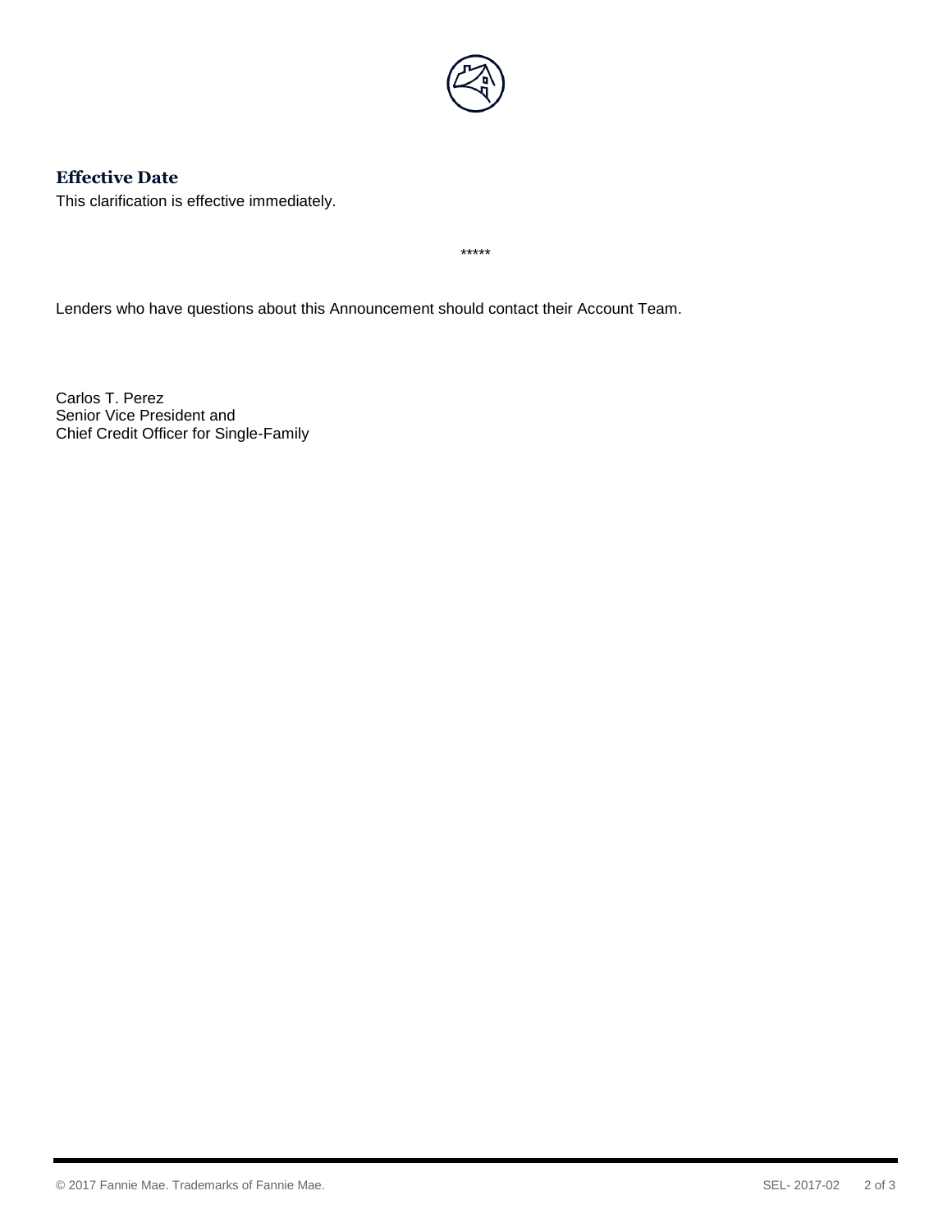## Effective Date

This clarification is effective immediately.

*****

Lenders who have questions about this Announcement should contact their Account Team.

Carlos T. Perez
Senior Vice President and
Chief Credit Officer for Single-Family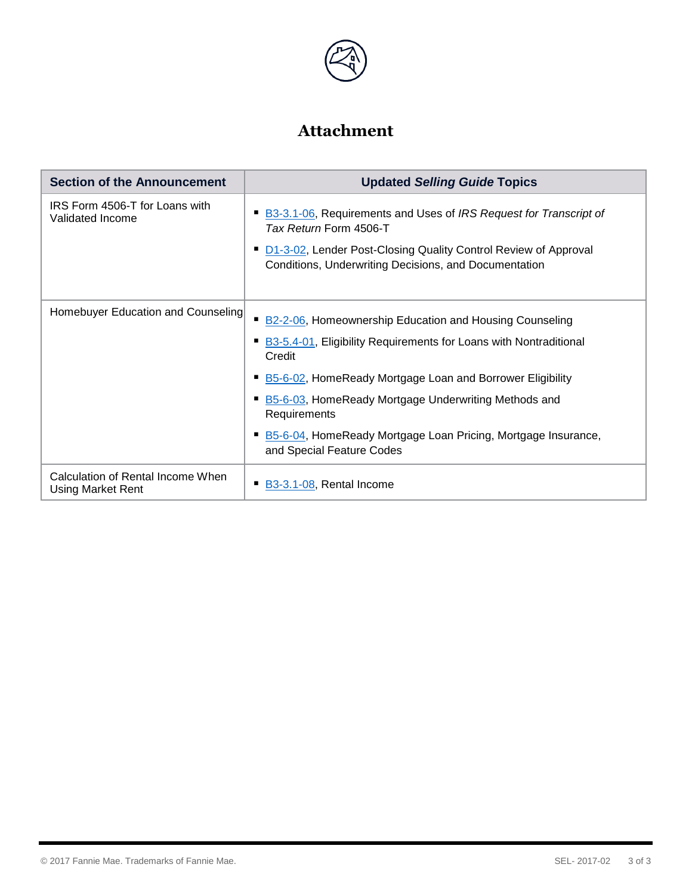# Attachment

| Section of the Announcement | Updated *Selling Guide* Topics |
| --- | --- |
| IRS Form 4506-T for Loans with Validated Income | ▪ B3-3.1-06, Requirements and Uses of *IRS Request for Transcript of Tax Return* Form 4506-T<br>▪ D1-3-02, Lender Post-Closing Quality Control Review of Approval Conditions, Underwriting Decisions, and Documentation |
| Homebuyer Education and Counseling | ▪ B2-2-06, Homeownership Education and Housing Counseling<br>▪ B3-5.4-01, Eligibility Requirements for Loans with Nontraditional Credit<br>▪ B5-6-02, HomeReady Mortgage Loan and Borrower Eligibility<br>▪ B5-6-03, HomeReady Mortgage Underwriting Methods and Requirements<br>▪ B5-6-04, HomeReady Mortgage Loan Pricing, Mortgage Insurance, and Special Feature Codes |
| Calculation of Rental Income When Using Market Rent | ▪ B3-3.1-08, Rental Income |